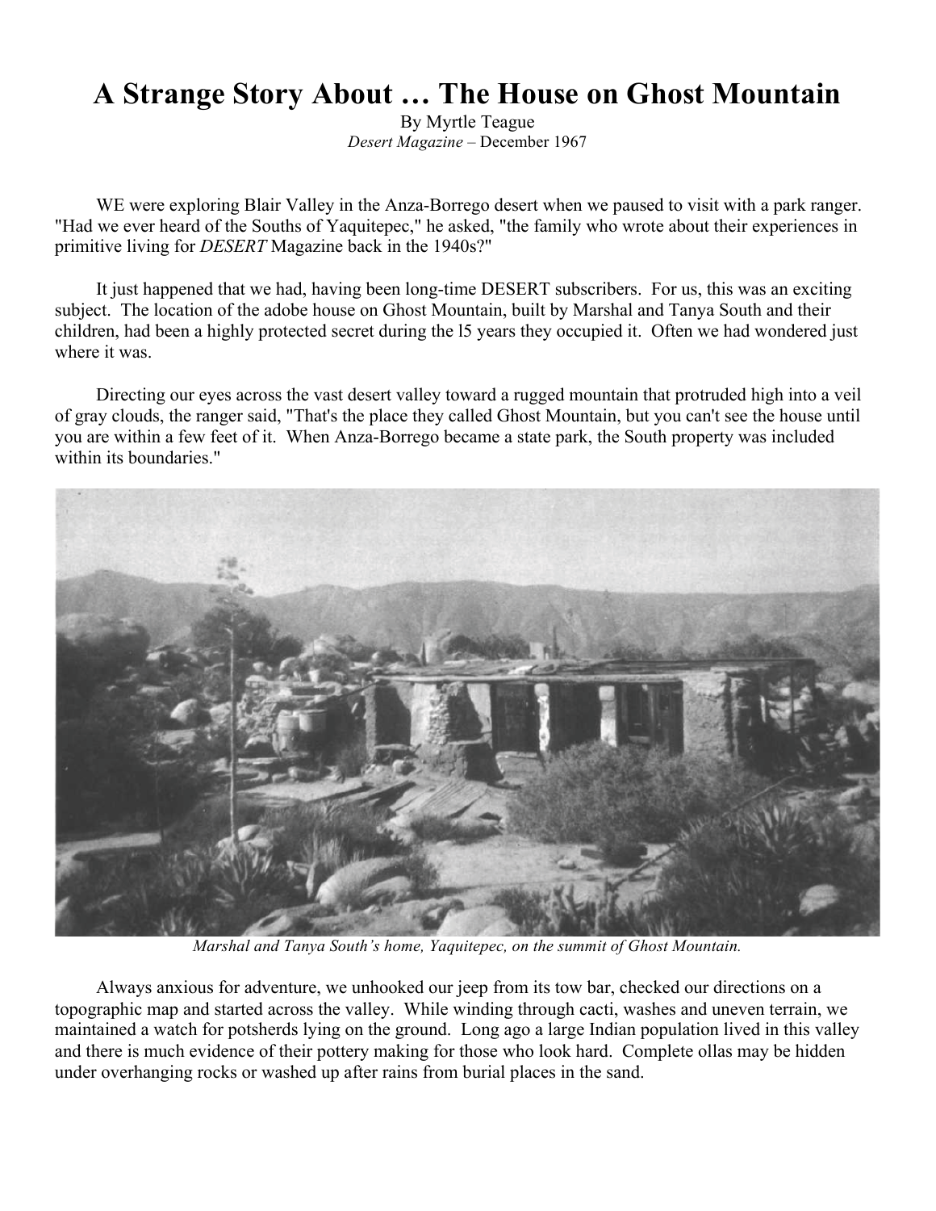# A Strange Story About … The House on Ghost Mountain

By Myrtle Teague
*Desert Magazine* – December 1967

WE were exploring Blair Valley in the Anza-Borrego desert when we paused to visit with a park ranger. "Had we ever heard of the Souths of Yaquitepec," he asked, "the family who wrote about their experiences in primitive living for *DESERT* Magazine back in the 1940s?"

It just happened that we had, having been long-time DESERT subscribers. For us, this was an exciting subject. The location of the adobe house on Ghost Mountain, built by Marshal and Tanya South and their children, had been a highly protected secret during the l5 years they occupied it. Often we had wondered just where it was.

Directing our eyes across the vast desert valley toward a rugged mountain that protruded high into a veil of gray clouds, the ranger said, "That's the place they called Ghost Mountain, but you can't see the house until you are within a few feet of it. When Anza-Borrego became a state park, the South property was included within its boundaries."

*Marshal and Tanya South's home, Yaquitepec, on the summit of Ghost Mountain.*

Always anxious for adventure, we unhooked our jeep from its tow bar, checked our directions on a topographic map and started across the valley. While winding through cacti, washes and uneven terrain, we maintained a watch for potsherds lying on the ground. Long ago a large Indian population lived in this valley and there is much evidence of their pottery making for those who look hard. Complete ollas may be hidden under overhanging rocks or washed up after rains from burial places in the sand.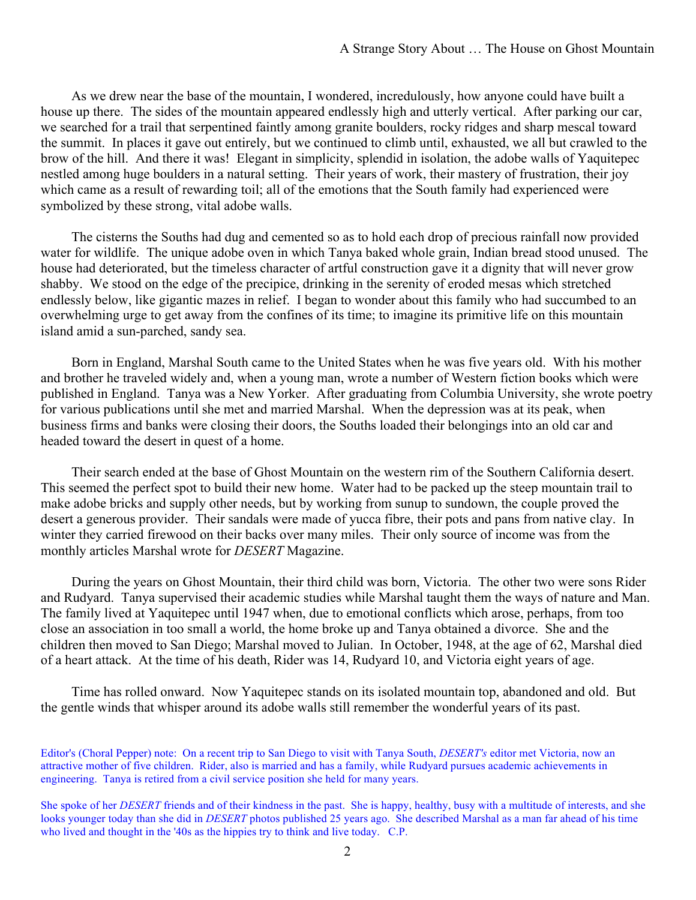As we drew near the base of the mountain, I wondered, incredulously, how anyone could have built a house up there. The sides of the mountain appeared endlessly high and utterly vertical. After parking our car, we searched for a trail that serpentined faintly among granite boulders, rocky ridges and sharp mescal toward the summit. In places it gave out entirely, but we continued to climb until, exhausted, we all but crawled to the brow of the hill. And there it was! Elegant in simplicity, splendid in isolation, the adobe walls of Yaquitepec nestled among huge boulders in a natural setting. Their years of work, their mastery of frustration, their joy which came as a result of rewarding toil; all of the emotions that the South family had experienced were symbolized by these strong, vital adobe walls.

The cisterns the Souths had dug and cemented so as to hold each drop of precious rainfall now provided water for wildlife. The unique adobe oven in which Tanya baked whole grain, Indian bread stood unused. The house had deteriorated, but the timeless character of artful construction gave it a dignity that will never grow shabby. We stood on the edge of the precipice, drinking in the serenity of eroded mesas which stretched endlessly below, like gigantic mazes in relief. I began to wonder about this family who had succumbed to an overwhelming urge to get away from the confines of its time; to imagine its primitive life on this mountain island amid a sun-parched, sandy sea.

Born in England, Marshal South came to the United States when he was five years old. With his mother and brother he traveled widely and, when a young man, wrote a number of Western fiction books which were published in England. Tanya was a New Yorker. After graduating from Columbia University, she wrote poetry for various publications until she met and married Marshal. When the depression was at its peak, when business firms and banks were closing their doors, the Souths loaded their belongings into an old car and headed toward the desert in quest of a home.

Their search ended at the base of Ghost Mountain on the western rim of the Southern California desert. This seemed the perfect spot to build their new home. Water had to be packed up the steep mountain trail to make adobe bricks and supply other needs, but by working from sunup to sundown, the couple proved the desert a generous provider. Their sandals were made of yucca fibre, their pots and pans from native clay. In winter they carried firewood on their backs over many miles. Their only source of income was from the monthly articles Marshal wrote for *DESERT* Magazine.

During the years on Ghost Mountain, their third child was born, Victoria. The other two were sons Rider and Rudyard. Tanya supervised their academic studies while Marshal taught them the ways of nature and Man. The family lived at Yaquitepec until 1947 when, due to emotional conflicts which arose, perhaps, from too close an association in too small a world, the home broke up and Tanya obtained a divorce. She and the children then moved to San Diego; Marshal moved to Julian. In October, 1948, at the age of 62, Marshal died of a heart attack. At the time of his death, Rider was 14, Rudyard 10, and Victoria eight years of age.

Time has rolled onward. Now Yaquitepec stands on its isolated mountain top, abandoned and old. But the gentle winds that whisper around its adobe walls still remember the wonderful years of its past.

Editor's (Choral Pepper) note: On a recent trip to San Diego to visit with Tanya South, *DESERT's* editor met Victoria, now an attractive mother of five children. Rider, also is married and has a family, while Rudyard pursues academic achievements in engineering. Tanya is retired from a civil service position she held for many years.

She spoke of her *DESERT* friends and of their kindness in the past. She is happy, healthy, busy with a multitude of interests, and she looks younger today than she did in *DESERT* photos published 25 years ago. She described Marshal as a man far ahead of his time who lived and thought in the '40s as the hippies try to think and live today. C.P.